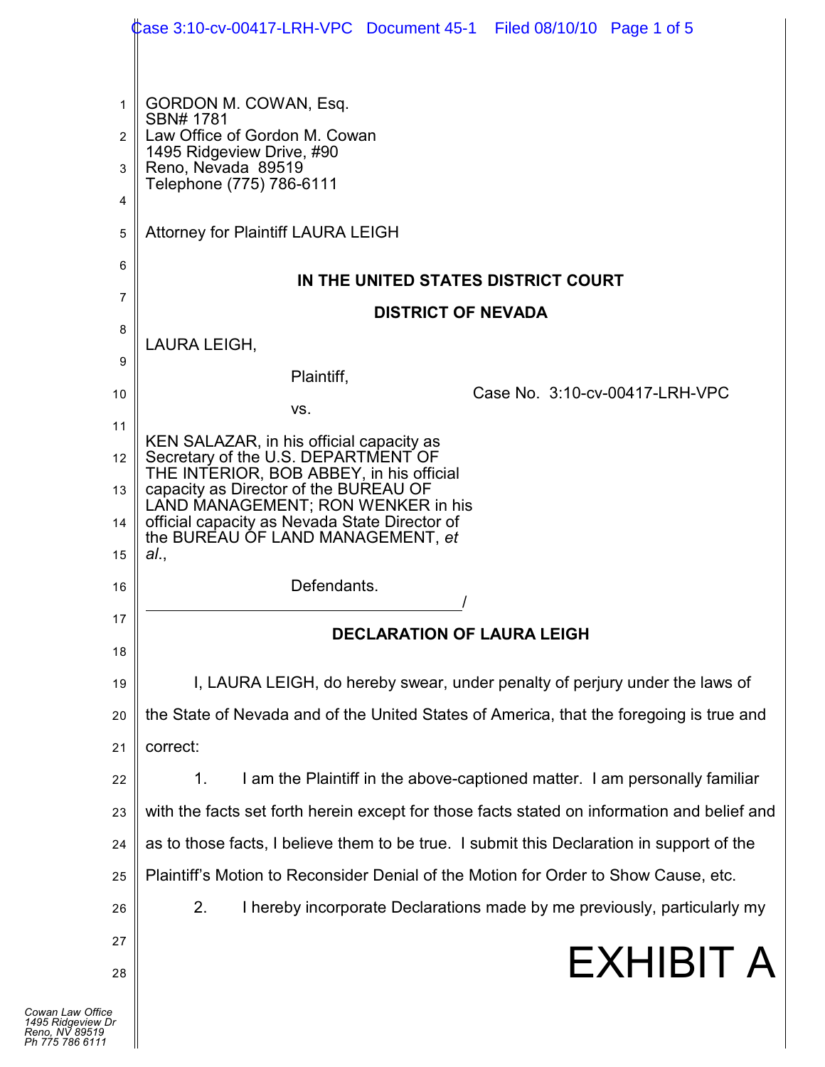GORDON M. COWAN, Esq.
SBN# 1781
Law Office of Gordon M. Cowan
1495 Ridgeview Drive, #90
Reno, Nevada 89519
Telephone (775) 786-6111

Attorney for Plaintiff LAURA LEIGH

**IN THE UNITED STATES DISTRICT COURT**

**DISTRICT OF NEVADA**

LAURA LEIGH,

Plaintiff,

vs.

KEN SALAZAR, in his official capacity as Secretary of the U.S. DEPARTMENT OF THE INTERIOR, BOB ABBEY, in his official capacity as Director of the BUREAU OF LAND MANAGEMENT; RON WENKER in his official capacity as Nevada State Director of the BUREAU OF LAND MANAGEMENT, *et al*.,

Defendants.
\_\_\_\_\_\_\_\_\_\_\_\_\_\_\_\_\_\_\_\_\_\_\_\_\_\_\_\_\_\_\_\_\_\_\_\_\_\_/

Case No. 3:10-cv-00417-LRH-VPC

**DECLARATION OF LAURA LEIGH**

I, LAURA LEIGH, do hereby swear, under penalty of perjury under the laws of the State of Nevada and of the United States of America, that the foregoing is true and correct:

1. I am the Plaintiff in the above-captioned matter. I am personally familiar with the facts set forth herein except for those facts stated on information and belief and as to those facts, I believe them to be true. I submit this Declaration in support of the Plaintiff's Motion to Reconsider Denial of the Motion for Order to Show Cause, etc.

2. I hereby incorporate Declarations made by me previously, particularly my

EXHIBIT A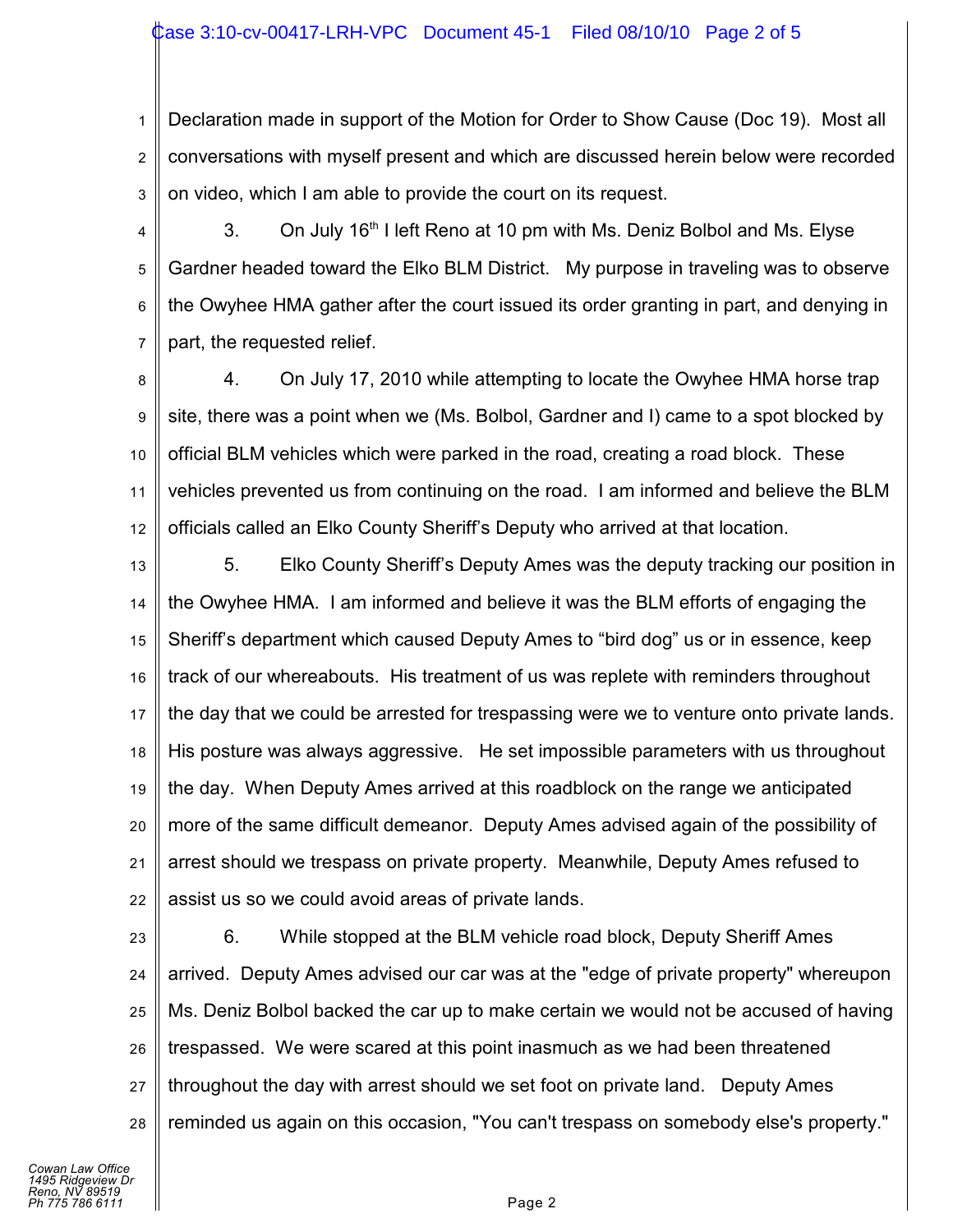Declaration made in support of the Motion for Order to Show Cause (Doc 19). Most all conversations with myself present and which are discussed herein below were recorded on video, which I am able to provide the court on its request.

3. On July 16th I left Reno at 10 pm with Ms. Deniz Bolbol and Ms. Elyse Gardner headed toward the Elko BLM District. My purpose in traveling was to observe the Owyhee HMA gather after the court issued its order granting in part, and denying in part, the requested relief.

4. On July 17, 2010 while attempting to locate the Owyhee HMA horse trap site, there was a point when we (Ms. Bolbol, Gardner and I) came to a spot blocked by official BLM vehicles which were parked in the road, creating a road block. These vehicles prevented us from continuing on the road. I am informed and believe the BLM officials called an Elko County Sheriff's Deputy who arrived at that location.

5. Elko County Sheriff's Deputy Ames was the deputy tracking our position in the Owyhee HMA. I am informed and believe it was the BLM efforts of engaging the Sheriff's department which caused Deputy Ames to "bird dog" us or in essence, keep track of our whereabouts. His treatment of us was replete with reminders throughout the day that we could be arrested for trespassing were we to venture onto private lands. His posture was always aggressive. He set impossible parameters with us throughout the day. When Deputy Ames arrived at this roadblock on the range we anticipated more of the same difficult demeanor. Deputy Ames advised again of the possibility of arrest should we trespass on private property. Meanwhile, Deputy Ames refused to assist us so we could avoid areas of private lands.

6. While stopped at the BLM vehicle road block, Deputy Sheriff Ames arrived. Deputy Ames advised our car was at the "edge of private property" whereupon Ms. Deniz Bolbol backed the car up to make certain we would not be accused of having trespassed. We were scared at this point inasmuch as we had been threatened throughout the day with arrest should we set foot on private land. Deputy Ames reminded us again on this occasion, "You can't trespass on somebody else's property."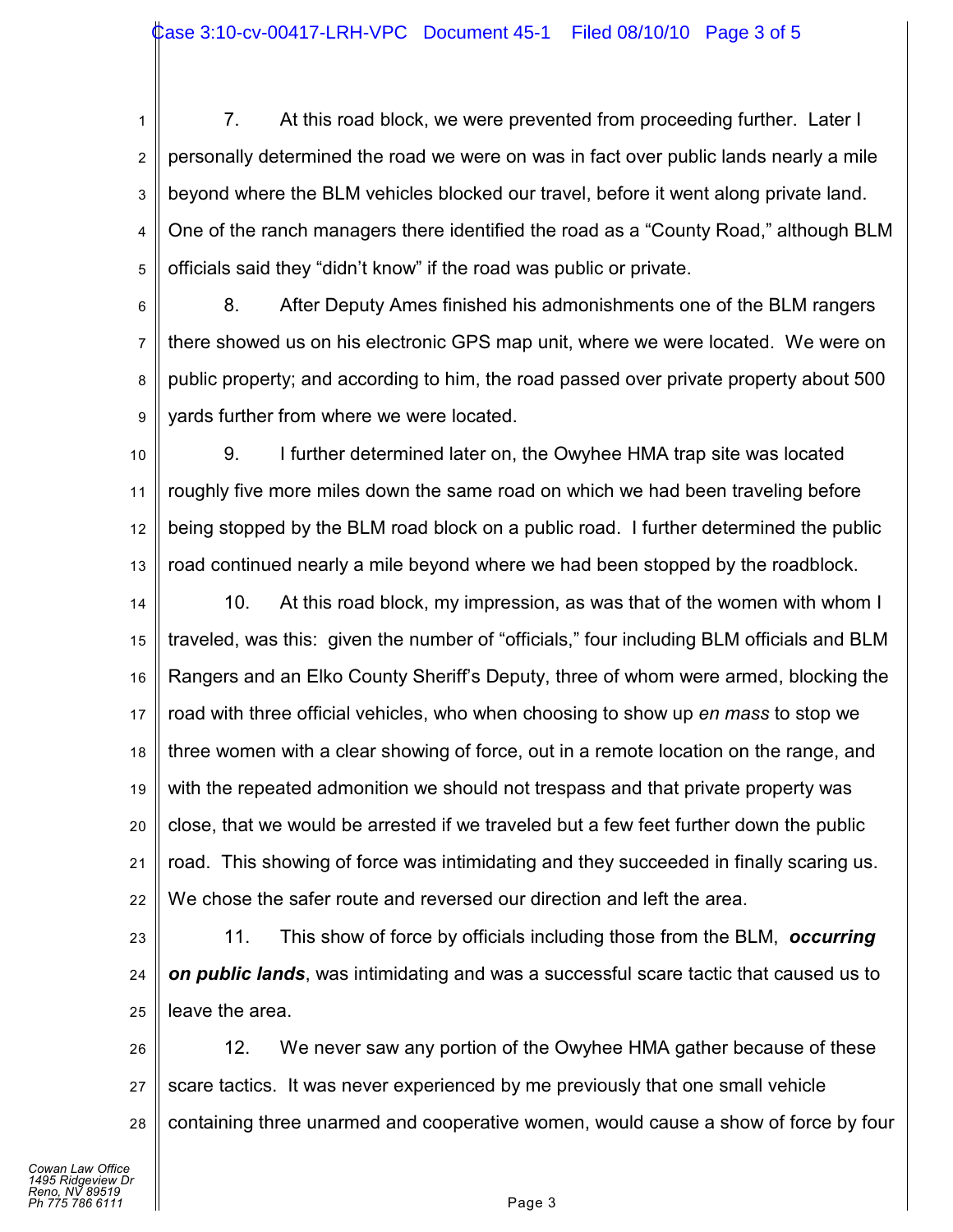7. At this road block, we were prevented from proceeding further. Later I personally determined the road we were on was in fact over public lands nearly a mile beyond where the BLM vehicles blocked our travel, before it went along private land. One of the ranch managers there identified the road as a "County Road," although BLM officials said they "didn't know" if the road was public or private.

8. After Deputy Ames finished his admonishments one of the BLM rangers there showed us on his electronic GPS map unit, where we were located. We were on public property; and according to him, the road passed over private property about 500 yards further from where we were located.

9. I further determined later on, the Owyhee HMA trap site was located roughly five more miles down the same road on which we had been traveling before being stopped by the BLM road block on a public road. I further determined the public road continued nearly a mile beyond where we had been stopped by the roadblock.

10. At this road block, my impression, as was that of the women with whom I traveled, was this: given the number of "officials," four including BLM officials and BLM Rangers and an Elko County Sheriff's Deputy, three of whom were armed, blocking the road with three official vehicles, who when choosing to show up *en mass* to stop we three women with a clear showing of force, out in a remote location on the range, and with the repeated admonition we should not trespass and that private property was close, that we would be arrested if we traveled but a few feet further down the public road. This showing of force was intimidating and they succeeded in finally scaring us. We chose the safer route and reversed our direction and left the area.

11. This show of force by officials including those from the BLM, ***occurring on public lands***, was intimidating and was a successful scare tactic that caused us to leave the area.

12. We never saw any portion of the Owyhee HMA gather because of these scare tactics. It was never experienced by me previously that one small vehicle containing three unarmed and cooperative women, would cause a show of force by four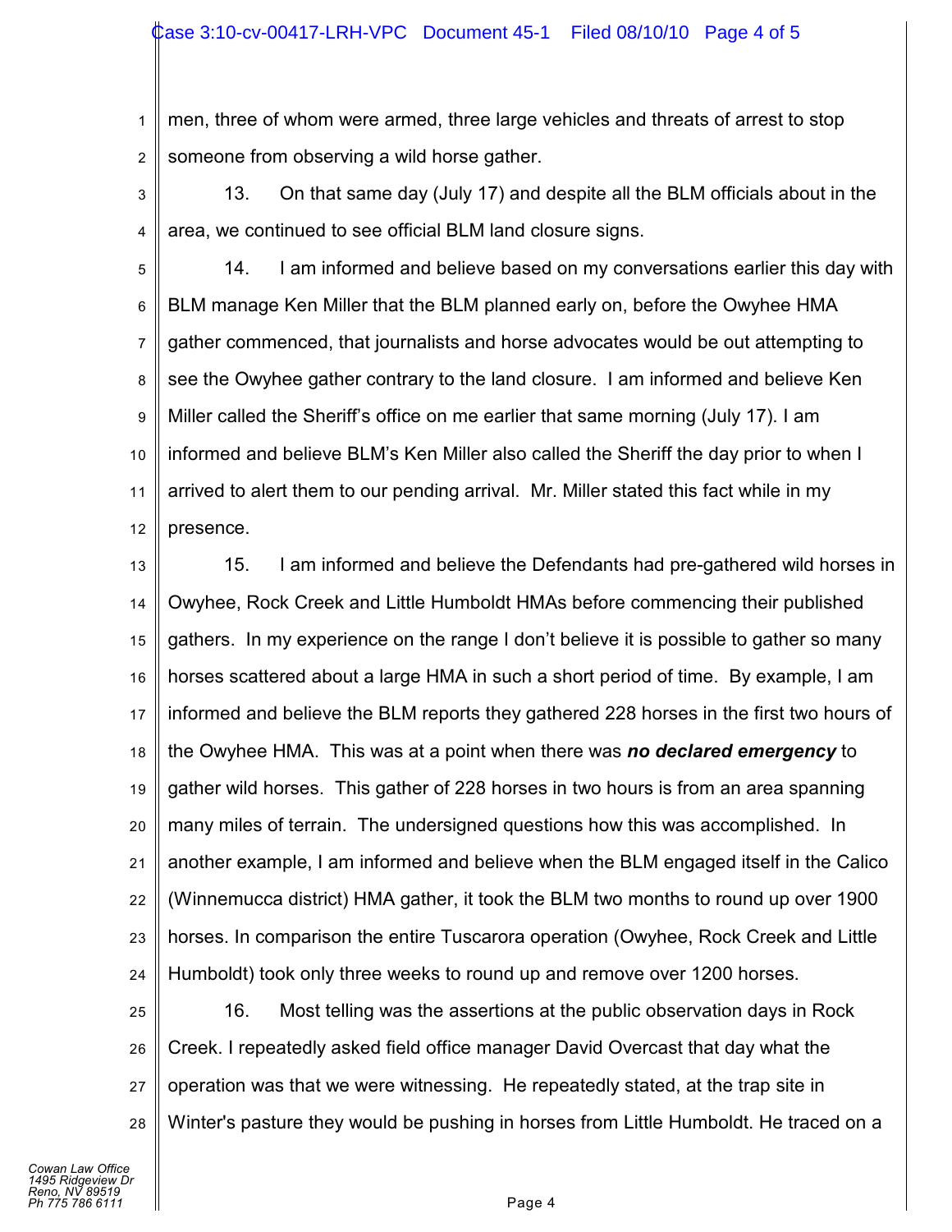men, three of whom were armed, three large vehicles and threats of arrest to stop someone from observing a wild horse gather.

13. On that same day (July 17) and despite all the BLM officials about in the area, we continued to see official BLM land closure signs.

14. I am informed and believe based on my conversations earlier this day with BLM manage Ken Miller that the BLM planned early on, before the Owyhee HMA gather commenced, that journalists and horse advocates would be out attempting to see the Owyhee gather contrary to the land closure. I am informed and believe Ken Miller called the Sheriff's office on me earlier that same morning (July 17). I am informed and believe BLM's Ken Miller also called the Sheriff the day prior to when I arrived to alert them to our pending arrival. Mr. Miller stated this fact while in my presence.

15. I am informed and believe the Defendants had pre-gathered wild horses in Owyhee, Rock Creek and Little Humboldt HMAs before commencing their published gathers. In my experience on the range I don't believe it is possible to gather so many horses scattered about a large HMA in such a short period of time. By example, I am informed and believe the BLM reports they gathered 228 horses in the first two hours of the Owyhee HMA. This was at a point when there was ***no declared emergency*** to gather wild horses. This gather of 228 horses in two hours is from an area spanning many miles of terrain. The undersigned questions how this was accomplished. In another example, I am informed and believe when the BLM engaged itself in the Calico (Winnemucca district) HMA gather, it took the BLM two months to round up over 1900 horses. In comparison the entire Tuscarora operation (Owyhee, Rock Creek and Little Humboldt) took only three weeks to round up and remove over 1200 horses.

16. Most telling was the assertions at the public observation days in Rock Creek. I repeatedly asked field office manager David Overcast that day what the operation was that we were witnessing. He repeatedly stated, at the trap site in Winter's pasture they would be pushing in horses from Little Humboldt. He traced on a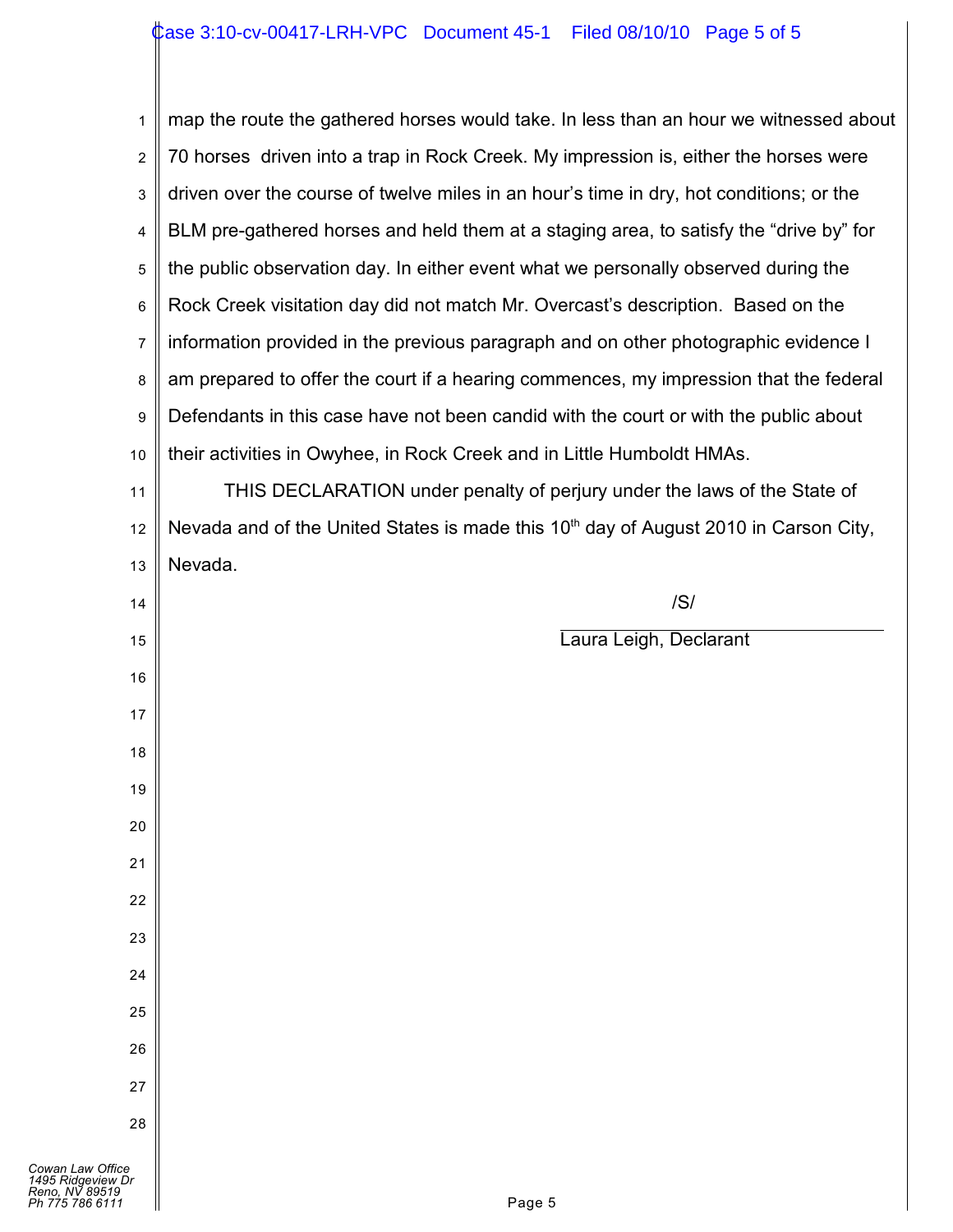map the route the gathered horses would take. In less than an hour we witnessed about 70 horses driven into a trap in Rock Creek. My impression is, either the horses were driven over the course of twelve miles in an hour's time in dry, hot conditions; or the BLM pre-gathered horses and held them at a staging area, to satisfy the "drive by" for the public observation day. In either event what we personally observed during the Rock Creek visitation day did not match Mr. Overcast's description. Based on the information provided in the previous paragraph and on other photographic evidence I am prepared to offer the court if a hearing commences, my impression that the federal Defendants in this case have not been candid with the court or with the public about their activities in Owyhee, in Rock Creek and in Little Humboldt HMAs.

THIS DECLARATION under penalty of perjury under the laws of the State of Nevada and of the United States is made this 10th day of August 2010 in Carson City, Nevada.

/S/

Laura Leigh, Declarant

*Cowan Law Office*
*1495 Ridgeview Dr*
*Reno, NV 89519*
*Ph 775 786 6111*